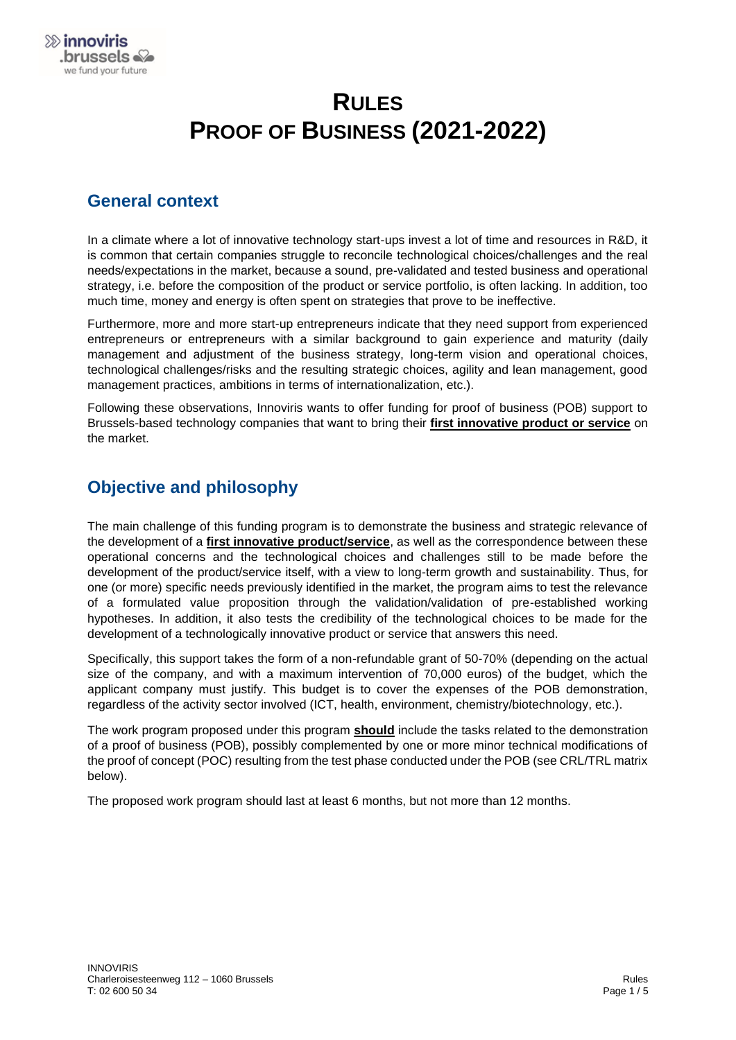# RULES
# PROOF OF BUSINESS (2021-2022)

## General context

In a climate where a lot of innovative technology start-ups invest a lot of time and resources in R&D, it is common that certain companies struggle to reconcile technological choices/challenges and the real needs/expectations in the market, because a sound, pre-validated and tested business and operational strategy, i.e. before the composition of the product or service portfolio, is often lacking. In addition, too much time, money and energy is often spent on strategies that prove to be ineffective.

Furthermore, more and more start-up entrepreneurs indicate that they need support from experienced entrepreneurs or entrepreneurs with a similar background to gain experience and maturity (daily management and adjustment of the business strategy, long-term vision and operational choices, technological challenges/risks and the resulting strategic choices, agility and lean management, good management practices, ambitions in terms of internationalization, etc.).

Following these observations, Innoviris wants to offer funding for proof of business (POB) support to Brussels-based technology companies that want to bring their **first innovative product or service** on the market.

## Objective and philosophy

The main challenge of this funding program is to demonstrate the business and strategic relevance of the development of a **first innovative product/service**, as well as the correspondence between these operational concerns and the technological choices and challenges still to be made before the development of the product/service itself, with a view to long-term growth and sustainability. Thus, for one (or more) specific needs previously identified in the market, the program aims to test the relevance of a formulated value proposition through the validation/validation of pre-established working hypotheses. In addition, it also tests the credibility of the technological choices to be made for the development of a technologically innovative product or service that answers this need.

Specifically, this support takes the form of a non-refundable grant of 50-70% (depending on the actual size of the company, and with a maximum intervention of 70,000 euros) of the budget, which the applicant company must justify. This budget is to cover the expenses of the POB demonstration, regardless of the activity sector involved (ICT, health, environment, chemistry/biotechnology, etc.).

The work program proposed under this program **should** include the tasks related to the demonstration of a proof of business (POB), possibly complemented by one or more minor technical modifications of the proof of concept (POC) resulting from the test phase conducted under the POB (see CRL/TRL matrix below).

The proposed work program should last at least 6 months, but not more than 12 months.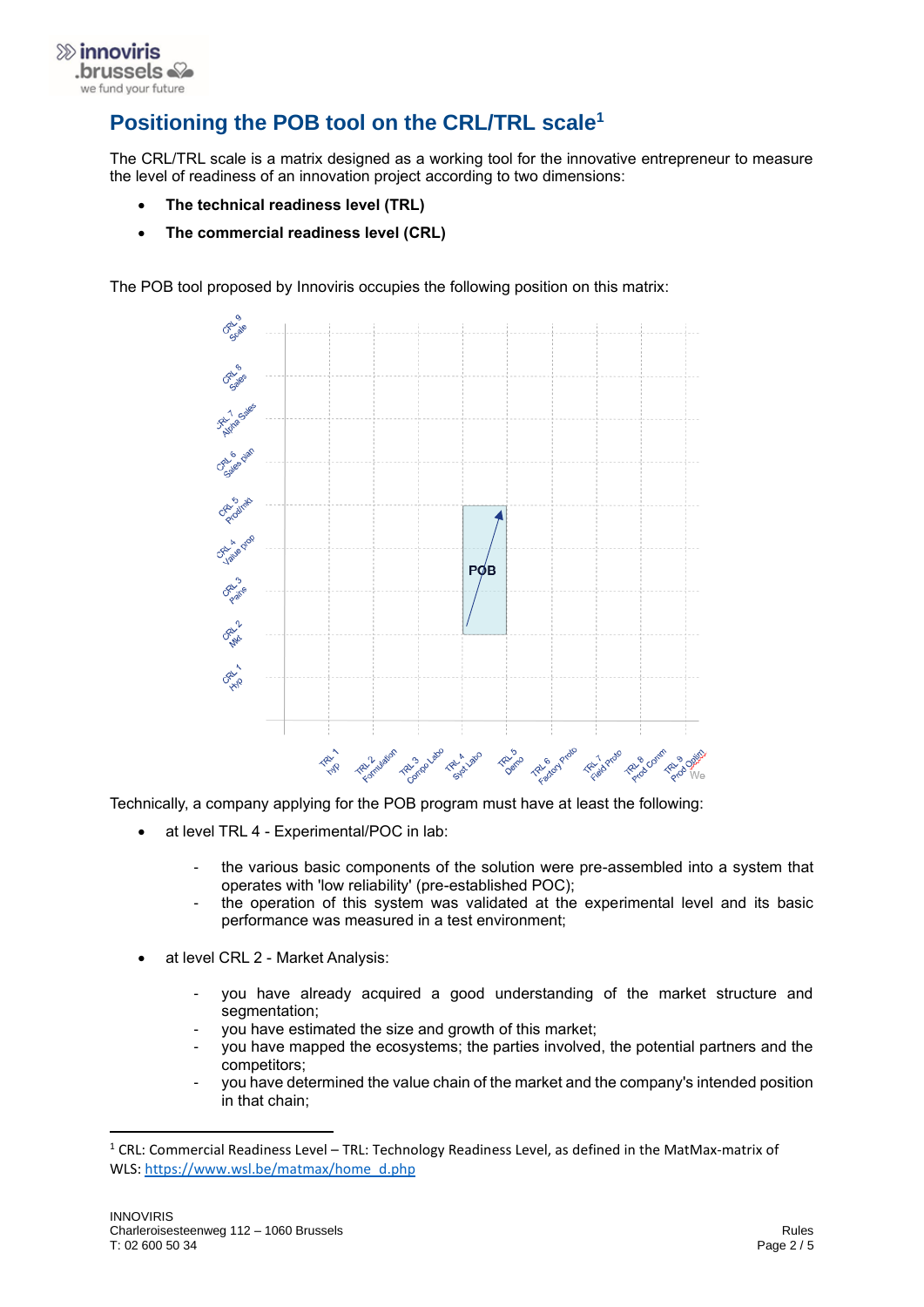# Positioning the POB tool on the CRL/TRL scale[1]

The CRL/TRL scale is a matrix designed as a working tool for the innovative entrepreneur to measure the level of readiness of an innovation project according to two dimensions:

- **The technical readiness level (TRL)**
- **The commercial readiness level (CRL)**

The POB tool proposed by Innoviris occupies the following position on this matrix:

Technically, a company applying for the POB program must have at least the following:

- at level TRL 4 - Experimental/POC in lab:
  - the various basic components of the solution were pre-assembled into a system that operates with 'low reliability' (pre-established POC);
  - the operation of this system was validated at the experimental level and its basic performance was measured in a test environment;

- at level CRL 2 - Market Analysis:
  - you have already acquired a good understanding of the market structure and segmentation;
  - you have estimated the size and growth of this market;
  - you have mapped the ecosystems; the parties involved, the potential partners and the competitors;
  - you have determined the value chain of the market and the company's intended position in that chain;

[1] CRL: Commercial Readiness Level – TRL: Technology Readiness Level, as defined in the MatMax-matrix of WLS: https://www.wsl.be/matmax/home_d.php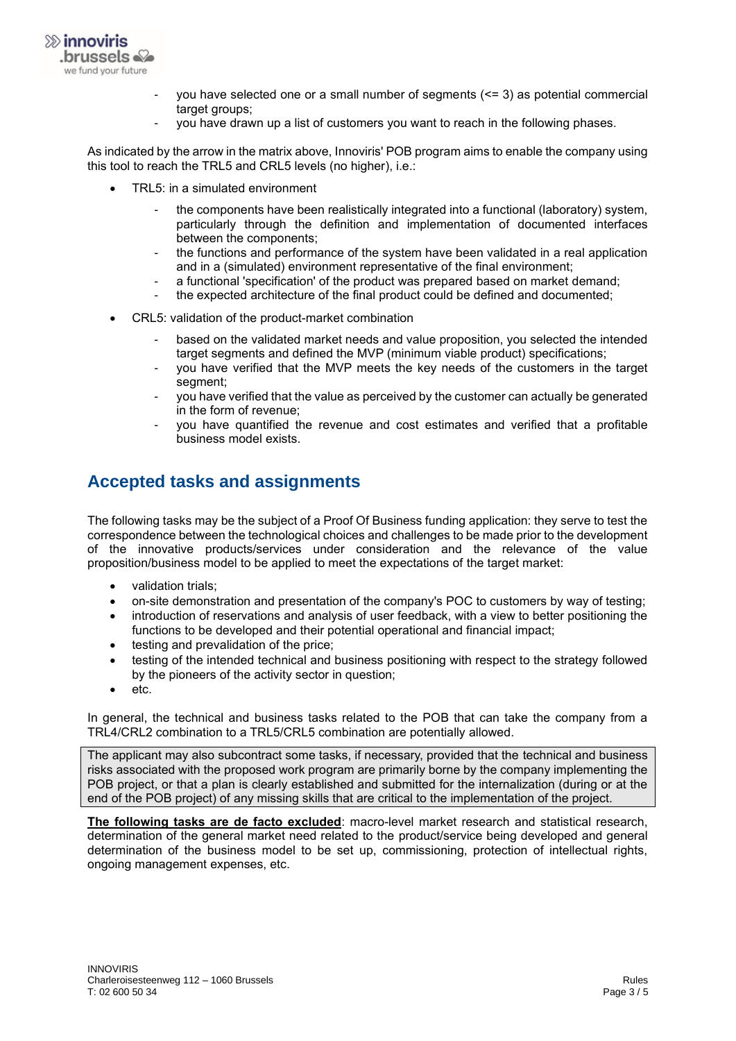- you have selected one or a small number of segments (<= 3) as potential commercial target groups;
- you have drawn up a list of customers you want to reach in the following phases.

As indicated by the arrow in the matrix above, Innoviris' POB program aims to enable the company using this tool to reach the TRL5 and CRL5 levels (no higher), i.e.:

- TRL5: in a simulated environment
  - the components have been realistically integrated into a functional (laboratory) system, particularly through the definition and implementation of documented interfaces between the components;
  - the functions and performance of the system have been validated in a real application and in a (simulated) environment representative of the final environment;
  - a functional 'specification' of the product was prepared based on market demand;
  - the expected architecture of the final product could be defined and documented;
- CRL5: validation of the product-market combination
  - based on the validated market needs and value proposition, you selected the intended target segments and defined the MVP (minimum viable product) specifications;
  - you have verified that the MVP meets the key needs of the customers in the target segment;
  - you have verified that the value as perceived by the customer can actually be generated in the form of revenue;
  - you have quantified the revenue and cost estimates and verified that a profitable business model exists.

## Accepted tasks and assignments

The following tasks may be the subject of a Proof Of Business funding application: they serve to test the correspondence between the technological choices and challenges to be made prior to the development of the innovative products/services under consideration and the relevance of the value proposition/business model to be applied to meet the expectations of the target market:

- validation trials;
- on-site demonstration and presentation of the company's POC to customers by way of testing;
- introduction of reservations and analysis of user feedback, with a view to better positioning the functions to be developed and their potential operational and financial impact;
- testing and prevalidation of the price;
- testing of the intended technical and business positioning with respect to the strategy followed by the pioneers of the activity sector in question;
- etc.

In general, the technical and business tasks related to the POB that can take the company from a TRL4/CRL2 combination to a TRL5/CRL5 combination are potentially allowed.

The applicant may also subcontract some tasks, if necessary, provided that the technical and business risks associated with the proposed work program are primarily borne by the company implementing the POB project, or that a plan is clearly established and submitted for the internalization (during or at the end of the POB project) of any missing skills that are critical to the implementation of the project.

**The following tasks are de facto excluded**: macro-level market research and statistical research, determination of the general market need related to the product/service being developed and general determination of the business model to be set up, commissioning, protection of intellectual rights, ongoing management expenses, etc.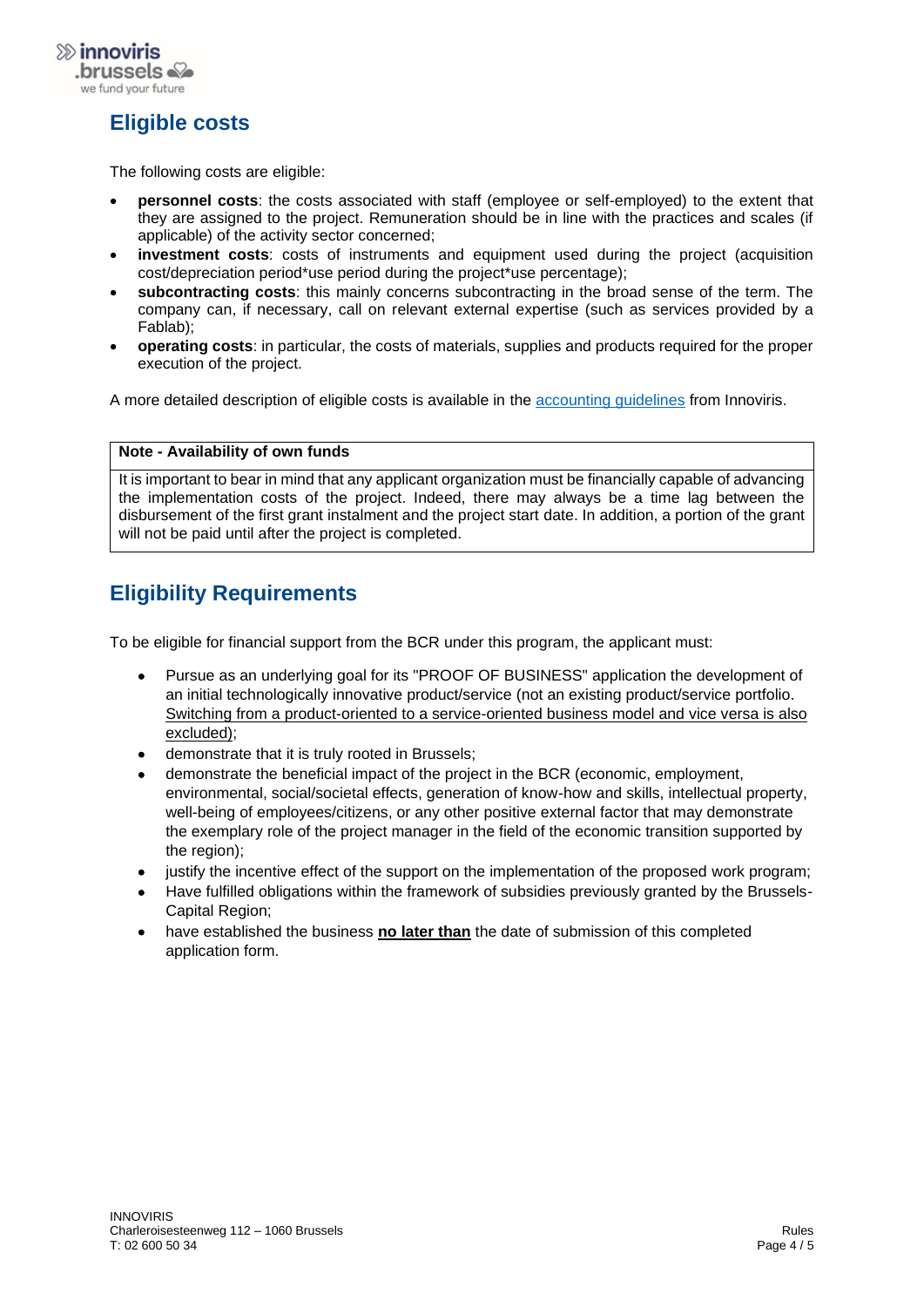## Eligible costs

The following costs are eligible:

- **personnel costs**: the costs associated with staff (employee or self-employed) to the extent that they are assigned to the project. Remuneration should be in line with the practices and scales (if applicable) of the activity sector concerned;
- **investment costs**: costs of instruments and equipment used during the project (acquisition cost/depreciation period*use period during the project*use percentage);
- **subcontracting costs**: this mainly concerns subcontracting in the broad sense of the term. The company can, if necessary, call on relevant external expertise (such as services provided by a Fablab);
- **operating costs**: in particular, the costs of materials, supplies and products required for the proper execution of the project.

A more detailed description of eligible costs is available in the accounting guidelines from Innoviris.

| **Note - Availability of own funds** |
| --- |
| It is important to bear in mind that any applicant organization must be financially capable of advancing the implementation costs of the project. Indeed, there may always be a time lag between the disbursement of the first grant instalment and the project start date. In addition, a portion of the grant will not be paid until after the project is completed. |

## Eligibility Requirements

To be eligible for financial support from the BCR under this program, the applicant must:

- Pursue as an underlying goal for its "PROOF OF BUSINESS" application the development of an initial technologically innovative product/service (not an existing product/service portfolio. Switching from a product-oriented to a service-oriented business model and vice versa is also excluded);
- demonstrate that it is truly rooted in Brussels;
- demonstrate the beneficial impact of the project in the BCR (economic, employment, environmental, social/societal effects, generation of know-how and skills, intellectual property, well-being of employees/citizens, or any other positive external factor that may demonstrate the exemplary role of the project manager in the field of the economic transition supported by the region);
- justify the incentive effect of the support on the implementation of the proposed work program;
- Have fulfilled obligations within the framework of subsidies previously granted by the Brussels-Capital Region;
- have established the business **no later than** the date of submission of this completed application form.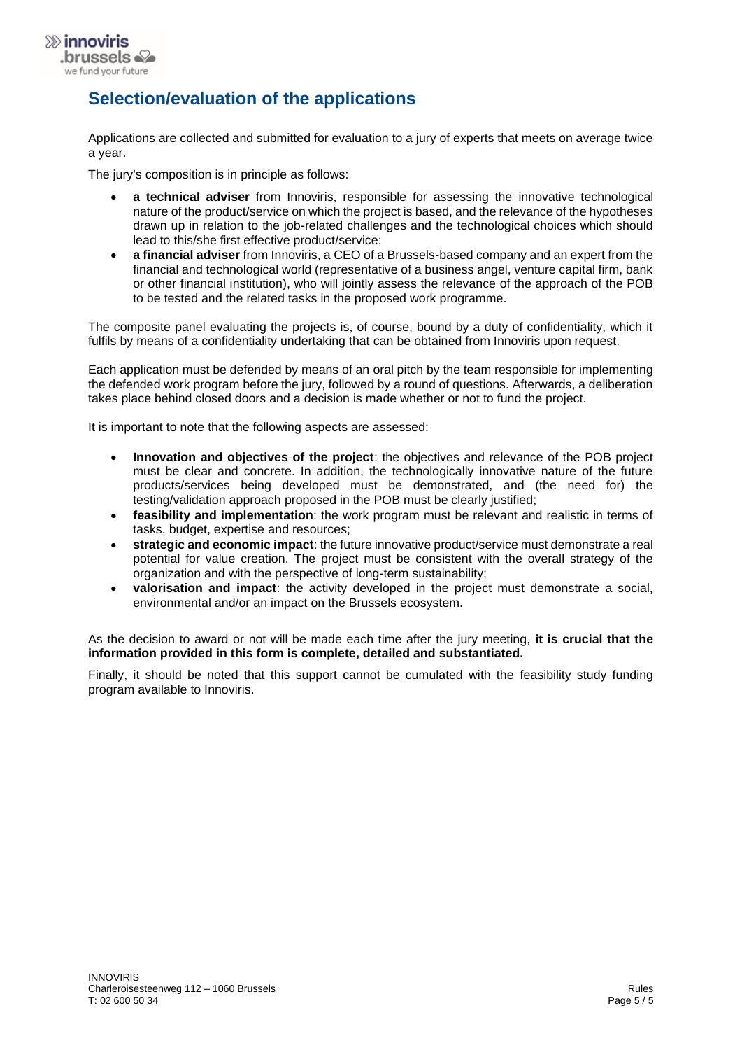## Selection/evaluation of the applications

Applications are collected and submitted for evaluation to a jury of experts that meets on average twice a year.

The jury's composition is in principle as follows:

- **a technical adviser** from Innoviris, responsible for assessing the innovative technological nature of the product/service on which the project is based, and the relevance of the hypotheses drawn up in relation to the job-related challenges and the technological choices which should lead to this/she first effective product/service;
- **a financial adviser** from Innoviris, a CEO of a Brussels-based company and an expert from the financial and technological world (representative of a business angel, venture capital firm, bank or other financial institution), who will jointly assess the relevance of the approach of the POB to be tested and the related tasks in the proposed work programme.

The composite panel evaluating the projects is, of course, bound by a duty of confidentiality, which it fulfils by means of a confidentiality undertaking that can be obtained from Innoviris upon request.

Each application must be defended by means of an oral pitch by the team responsible for implementing the defended work program before the jury, followed by a round of questions. Afterwards, a deliberation takes place behind closed doors and a decision is made whether or not to fund the project.

It is important to note that the following aspects are assessed:

- **Innovation and objectives of the project**: the objectives and relevance of the POB project must be clear and concrete. In addition, the technologically innovative nature of the future products/services being developed must be demonstrated, and (the need for) the testing/validation approach proposed in the POB must be clearly justified;
- **feasibility and implementation**: the work program must be relevant and realistic in terms of tasks, budget, expertise and resources;
- **strategic and economic impact**: the future innovative product/service must demonstrate a real potential for value creation. The project must be consistent with the overall strategy of the organization and with the perspective of long-term sustainability;
- **valorisation and impact**: the activity developed in the project must demonstrate a social, environmental and/or an impact on the Brussels ecosystem.

As the decision to award or not will be made each time after the jury meeting, **it is crucial that the information provided in this form is complete, detailed and substantiated.**

Finally, it should be noted that this support cannot be cumulated with the feasibility study funding program available to Innoviris.

INNOVIRIS
Charleroisesteenweg 112 – 1060 Brussels
T: 02 600 50 34